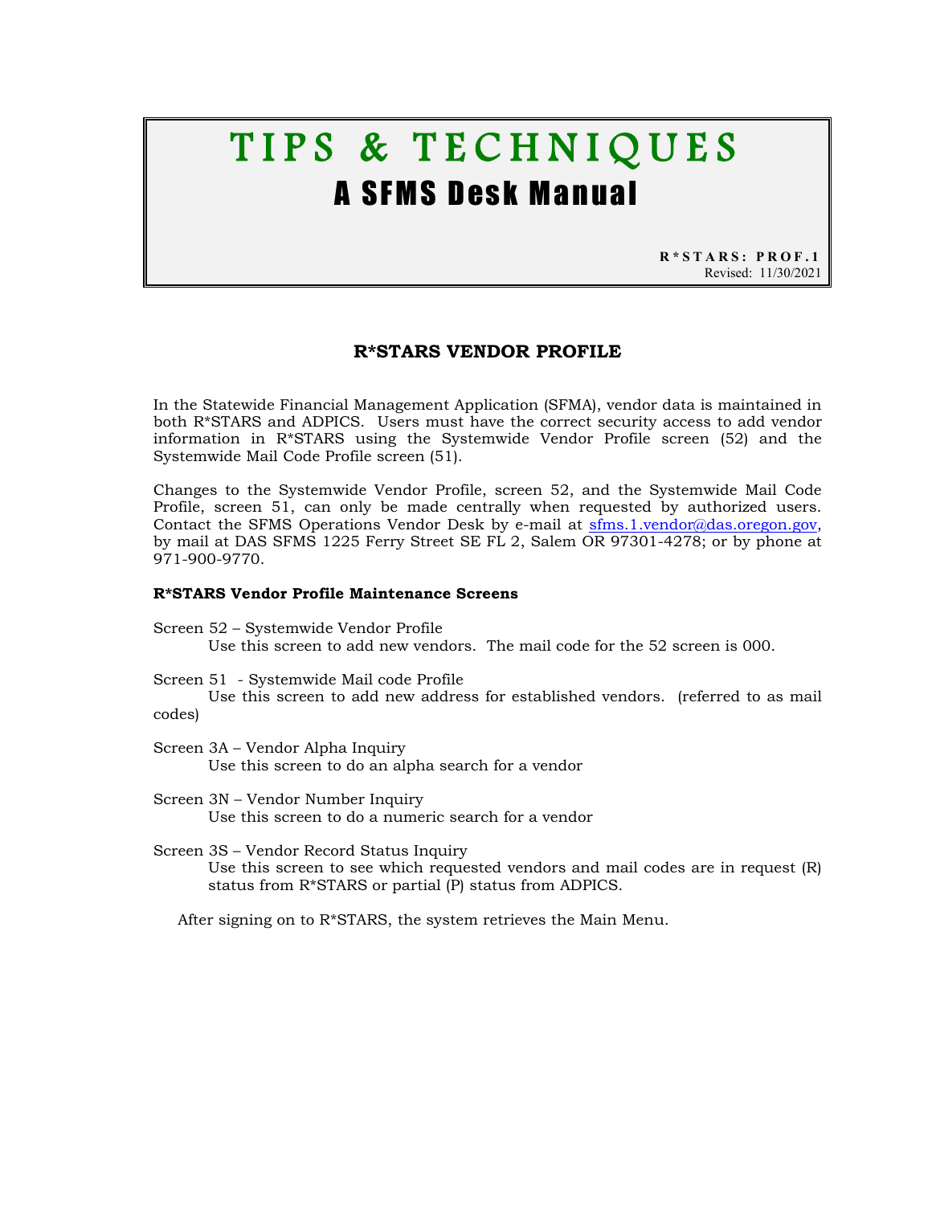# TIPS & TECHNIQUES

## A SFMS Desk Manual

**R*STARS: PROF.1**
Revised: 11/30/2021

## R*STARS VENDOR PROFILE

In the Statewide Financial Management Application (SFMA), vendor data is maintained in both R*STARS and ADPICS. Users must have the correct security access to add vendor information in R*STARS using the Systemwide Vendor Profile screen (52) and the Systemwide Mail Code Profile screen (51).

Changes to the Systemwide Vendor Profile, screen 52, and the Systemwide Mail Code Profile, screen 51, can only be made centrally when requested by authorized users. Contact the SFMS Operations Vendor Desk by e-mail at sfms.1.vendor@das.oregon.gov, by mail at DAS SFMS 1225 Ferry Street SE FL 2, Salem OR 97301-4278; or by phone at 971-900-9770.

**R*STARS Vendor Profile Maintenance Screens**

Screen 52 – Systemwide Vendor Profile
Use this screen to add new vendors. The mail code for the 52 screen is 000.

Screen 51 - Systemwide Mail code Profile
Use this screen to add new address for established vendors. (referred to as mail codes)

Screen 3A – Vendor Alpha Inquiry
Use this screen to do an alpha search for a vendor

Screen 3N – Vendor Number Inquiry
Use this screen to do a numeric search for a vendor

Screen 3S – Vendor Record Status Inquiry
Use this screen to see which requested vendors and mail codes are in request (R) status from R*STARS or partial (P) status from ADPICS.

After signing on to R*STARS, the system retrieves the Main Menu.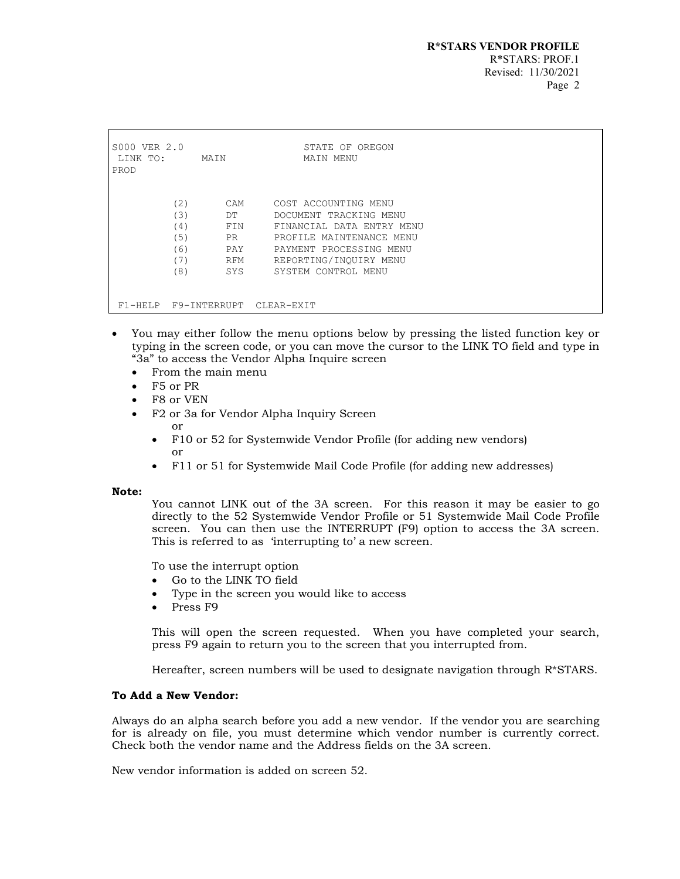```
S000 VER 2.0                    STATE OF OREGON
 LINK TO:      MAIN             MAIN MENU
PROD


         (2)       CAM     COST ACCOUNTING MENU
         (3)       DT      DOCUMENT TRACKING MENU
         (4)       FIN     FINANCIAL DATA ENTRY MENU
         (5)       PR      PROFILE MAINTENANCE MENU
         (6)       PAY     PAYMENT PROCESSING MENU
         (7)       RFM     REPORTING/INQUIRY MENU
         (8)       SYS     SYSTEM CONTROL MENU


 F1-HELP  F9-INTERRUPT  CLEAR-EXIT
```

- You may either follow the menu options below by pressing the listed function key or typing in the screen code, or you can move the cursor to the LINK TO field and type in "3a" to access the Vendor Alpha Inquire screen
  - From the main menu
  - F5 or PR
  - F8 or VEN
  - F2 or 3a for Vendor Alpha Inquiry Screen
    
    or
    - F10 or 52 for Systemwide Vendor Profile (for adding new vendors)
    
    or
    - F11 or 51 for Systemwide Mail Code Profile (for adding new addresses)

**Note:**

You cannot LINK out of the 3A screen. For this reason it may be easier to go directly to the 52 Systemwide Vendor Profile or 51 Systemwide Mail Code Profile screen. You can then use the INTERRUPT (F9) option to access the 3A screen. This is referred to as 'interrupting to' a new screen.

To use the interrupt option

- Go to the LINK TO field
- Type in the screen you would like to access
- Press F9

This will open the screen requested. When you have completed your search, press F9 again to return you to the screen that you interrupted from.

Hereafter, screen numbers will be used to designate navigation through R*STARS.

**To Add a New Vendor:**

Always do an alpha search before you add a new vendor. If the vendor you are searching for is already on file, you must determine which vendor number is currently correct. Check both the vendor name and the Address fields on the 3A screen.

New vendor information is added on screen 52.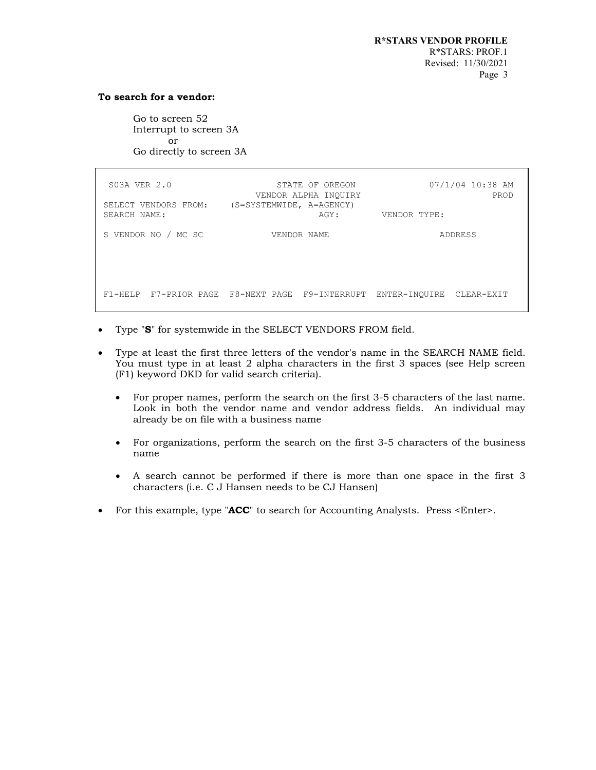**To search for a vendor:**

Go to screen 52
Interrupt to screen 3A
or
Go directly to screen 3A

```
 S03A VER 2.0                    STATE OF OREGON             07/1/04 10:38 AM
                               VENDOR ALPHA INQUIRY                      PROD
SELECT VENDORS FROM:    (S=SYSTEMWIDE, A=AGENCY)
SEARCH NAME:                             AGY:       VENDOR TYPE:

S VENDOR NO / MC SC            VENDOR NAME                   ADDRESS




F1-HELP  F7-PRIOR PAGE  F8-NEXT PAGE  F9-INTERRUPT  ENTER-INQUIRE  CLEAR-EXIT
```

- Type "**S**" for systemwide in the SELECT VENDORS FROM field.
- Type at least the first three letters of the vendor's name in the SEARCH NAME field. You must type in at least 2 alpha characters in the first 3 spaces (see Help screen (F1) keyword DKD for valid search criteria).
  - For proper names, perform the search on the first 3-5 characters of the last name. Look in both the vendor name and vendor address fields. An individual may already be on file with a business name
  - For organizations, perform the search on the first 3-5 characters of the business name
  - A search cannot be performed if there is more than one space in the first 3 characters (i.e. C J Hansen needs to be CJ Hansen)
- For this example, type "**ACC**" to search for Accounting Analysts. Press <Enter>.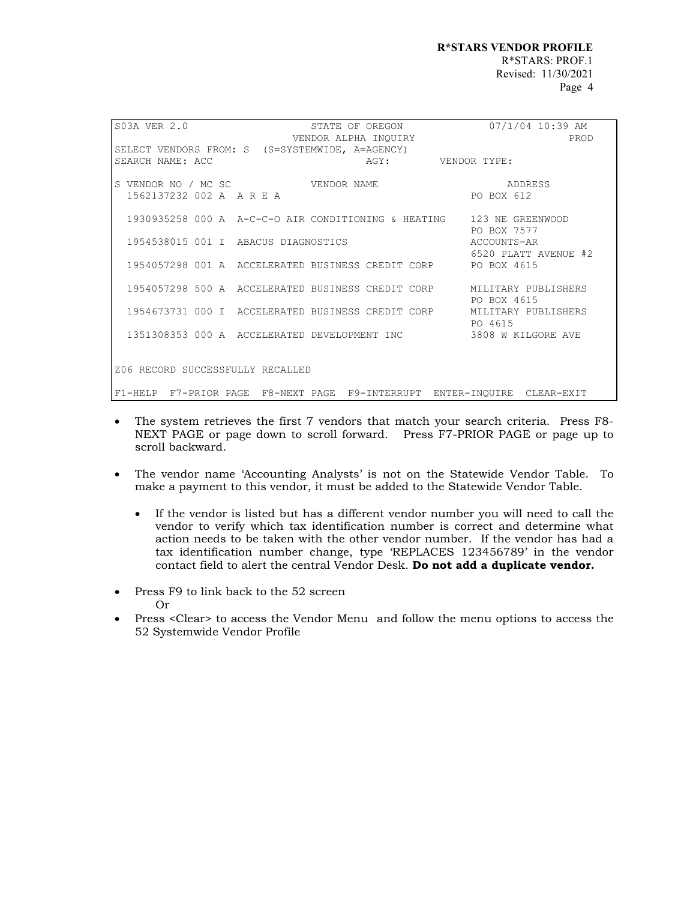```
S03A VER 2.0                   STATE OF OREGON              07/1/04 10:39 AM
                             VENDOR ALPHA INQUIRY                        PROD
SELECT VENDORS FROM: S  (S=SYSTEMWIDE, A=AGENCY)
SEARCH NAME: ACC                         AGY:        VENDOR TYPE:

S VENDOR NO / MC SC             VENDOR NAME                      ADDRESS
  1562137232 002 A  A R E A                                  PO BOX 612

  1930935258 000 A  A-C-C-O AIR CONDITIONING & HEATING    123 NE GREENWOOD
                                                          PO BOX 7577
  1954538015 001 I  ABACUS DIAGNOSTICS                    ACCOUNTS-AR
                                                          6520 PLATT AVENUE #2
  1954057298 001 A  ACCELERATED BUSINESS CREDIT CORP      PO BOX 4615

  1954057298 500 A  ACCELERATED BUSINESS CREDIT CORP      MILITARY PUBLISHERS
                                                          PO BOX 4615
  1954673731 000 I  ACCELERATED BUSINESS CREDIT CORP      MILITARY PUBLISHERS
                                                          PO 4615
  1351308353 000 A  ACCELERATED DEVELOPMENT INC           3808 W KILGORE AVE


Z06 RECORD SUCCESSFULLY RECALLED

F1-HELP  F7-PRIOR PAGE  F8-NEXT PAGE  F9-INTERRUPT  ENTER-INQUIRE  CLEAR-EXIT
```

- The system retrieves the first 7 vendors that match your search criteria. Press F8-NEXT PAGE or page down to scroll forward. Press F7-PRIOR PAGE or page up to scroll backward.
- The vendor name 'Accounting Analysts' is not on the Statewide Vendor Table. To make a payment to this vendor, it must be added to the Statewide Vendor Table.
  - If the vendor is listed but has a different vendor number you will need to call the vendor to verify which tax identification number is correct and determine what action needs to be taken with the other vendor number. If the vendor has had a tax identification number change, type 'REPLACES 123456789' in the vendor contact field to alert the central Vendor Desk. **Do not add a duplicate vendor.**
- Press F9 to link back to the 52 screen
  Or
- Press <Clear> to access the Vendor Menu and follow the menu options to access the 52 Systemwide Vendor Profile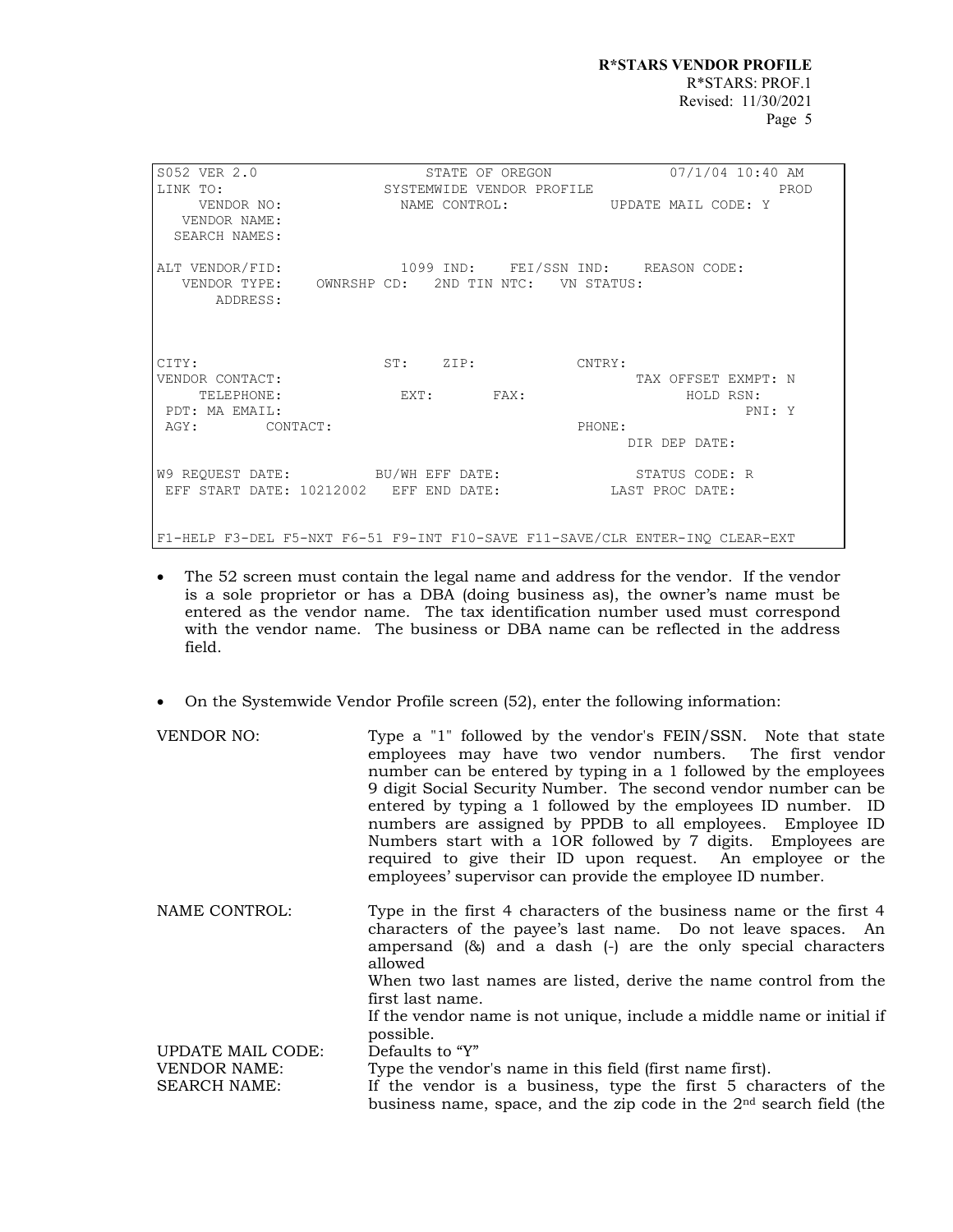```
S052 VER 2.0                    STATE OF OREGON              07/1/04 10:40 AM
LINK TO:                    SYSTEMWIDE VENDOR PROFILE                    PROD
    VENDOR NO:                NAME CONTROL:            UPDATE MAIL CODE: Y
  VENDOR NAME:
 SEARCH NAMES:

ALT VENDOR/FID:               1099 IND:    FEI/SSN IND:    REASON CODE:
   VENDOR TYPE:    OWNRSHP CD:   2ND TIN NTC:   VN STATUS:
       ADDRESS:



CITY:                       ST:    ZIP:            CNTRY:
VENDOR CONTACT:                                           TAX OFFSET EXMPT: N
    TELEPHONE:               EXT:       FAX:                    HOLD RSN:
 PDT: MA EMAIL:                                                        PNI: Y
 AGY:        CONTACT:                              PHONE:
                                                          DIR DEP DATE:

W9 REQUEST DATE:          BU/WH EFF DATE:             STATUS CODE: R
 EFF START DATE: 10212002   EFF END DATE:            LAST PROC DATE:


F1-HELP F3-DEL F5-NXT F6-51 F9-INT F10-SAVE F11-SAVE/CLR ENTER-INQ CLEAR-EXT
```

- The 52 screen must contain the legal name and address for the vendor. If the vendor is a sole proprietor or has a DBA (doing business as), the owner's name must be entered as the vendor name. The tax identification number used must correspond with the vendor name. The business or DBA name can be reflected in the address field.

- On the Systemwide Vendor Profile screen (52), enter the following information:

| | |
|---|---|
| VENDOR NO: | Type a "1" followed by the vendor's FEIN/SSN. Note that state employees may have two vendor numbers. The first vendor number can be entered by typing in a 1 followed by the employees 9 digit Social Security Number. The second vendor number can be entered by typing a 1 followed by the employees ID number. ID numbers are assigned by PPDB to all employees. Employee ID Numbers start with a 1OR followed by 7 digits. Employees are required to give their ID upon request. An employee or the employees' supervisor can provide the employee ID number. |
| NAME CONTROL: | Type in the first 4 characters of the business name or the first 4 characters of the payee's last name. Do not leave spaces. An ampersand (&) and a dash (-) are the only special characters allowed<br>When two last names are listed, derive the name control from the first last name.<br>If the vendor name is not unique, include a middle name or initial if possible. |
| UPDATE MAIL CODE: | Defaults to "Y" |
| VENDOR NAME: | Type the vendor's name in this field (first name first). |
| SEARCH NAME: | If the vendor is a business, type the first 5 characters of the business name, space, and the zip code in the 2nd search field (the |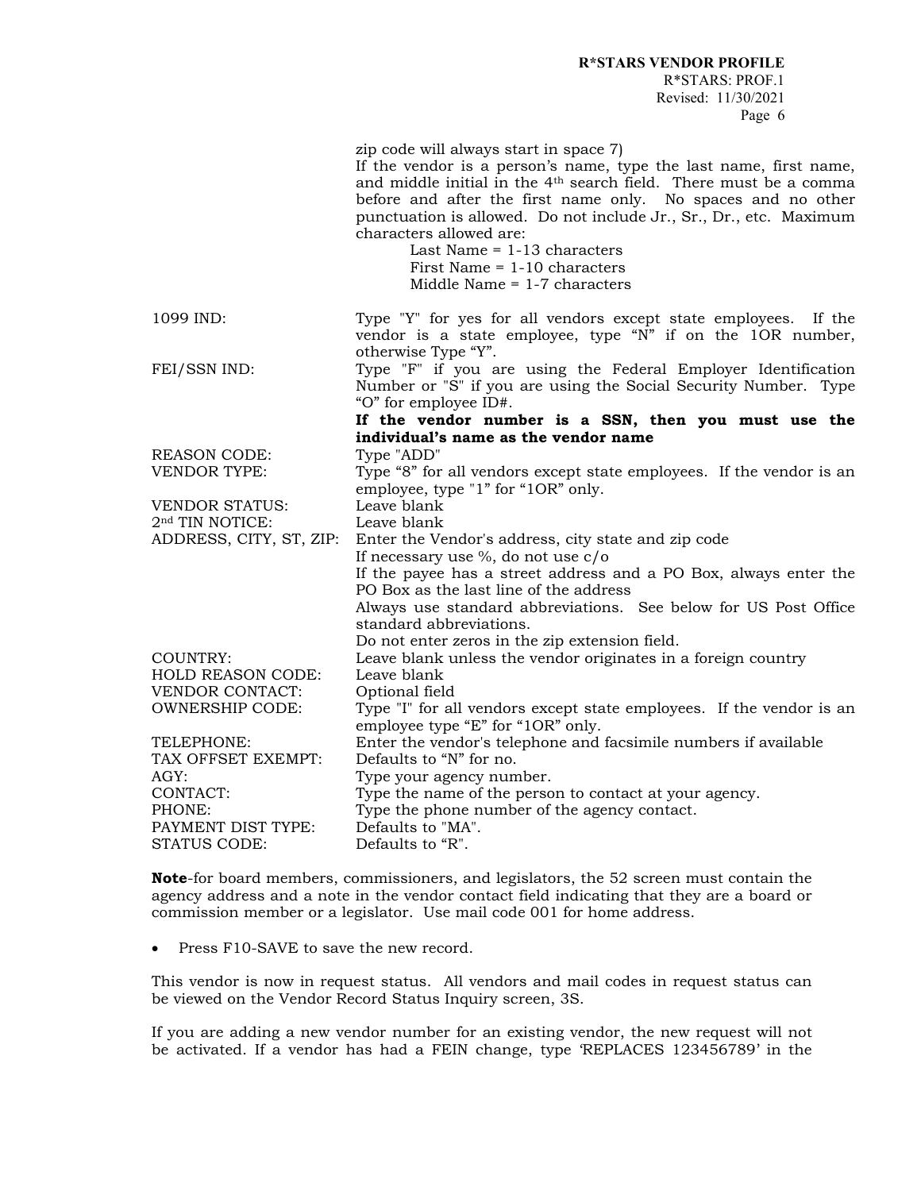zip code will always start in space 7)
If the vendor is a person's name, type the last name, first name, and middle initial in the 4th search field. There must be a comma before and after the first name only. No spaces and no other punctuation is allowed. Do not include Jr., Sr., Dr., etc. Maximum characters allowed are:

Last Name = 1-13 characters
First Name = 1-10 characters
Middle Name = 1-7 characters

| | |
|---|---|
| 1099 IND: | Type "Y" for yes for all vendors except state employees. If the vendor is a state employee, type "N" if on the 1OR number, otherwise Type "Y". |
| FEI/SSN IND: | Type "F" if you are using the Federal Employer Identification Number or "S" if you are using the Social Security Number. Type "O" for employee ID#. **If the vendor number is a SSN, then you must use the individual's name as the vendor name** |
| REASON CODE: | Type "ADD" |
| VENDOR TYPE: | Type "8" for all vendors except state employees. If the vendor is an employee, type "1" for "1OR" only. |
| VENDOR STATUS: | Leave blank |
| 2nd TIN NOTICE: | Leave blank |
| ADDRESS, CITY, ST, ZIP: | Enter the Vendor's address, city state and zip code<br>If necessary use %, do not use c/o<br>If the payee has a street address and a PO Box, always enter the PO Box as the last line of the address<br>Always use standard abbreviations. See below for US Post Office standard abbreviations.<br>Do not enter zeros in the zip extension field. |
| COUNTRY: | Leave blank unless the vendor originates in a foreign country |
| HOLD REASON CODE: | Leave blank |
| VENDOR CONTACT: | Optional field |
| OWNERSHIP CODE: | Type "I" for all vendors except state employees. If the vendor is an employee type "E" for "1OR" only. |
| TELEPHONE: | Enter the vendor's telephone and facsimile numbers if available |
| TAX OFFSET EXEMPT: | Defaults to "N" for no. |
| AGY: | Type your agency number. |
| CONTACT: | Type the name of the person to contact at your agency. |
| PHONE: | Type the phone number of the agency contact. |
| PAYMENT DIST TYPE: | Defaults to "MA". |
| STATUS CODE: | Defaults to "R". |

**Note**-for board members, commissioners, and legislators, the 52 screen must contain the agency address and a note in the vendor contact field indicating that they are a board or commission member or a legislator. Use mail code 001 for home address.

- Press F10-SAVE to save the new record.

This vendor is now in request status. All vendors and mail codes in request status can be viewed on the Vendor Record Status Inquiry screen, 3S.

If you are adding a new vendor number for an existing vendor, the new request will not be activated. If a vendor has had a FEIN change, type 'REPLACES 123456789' in the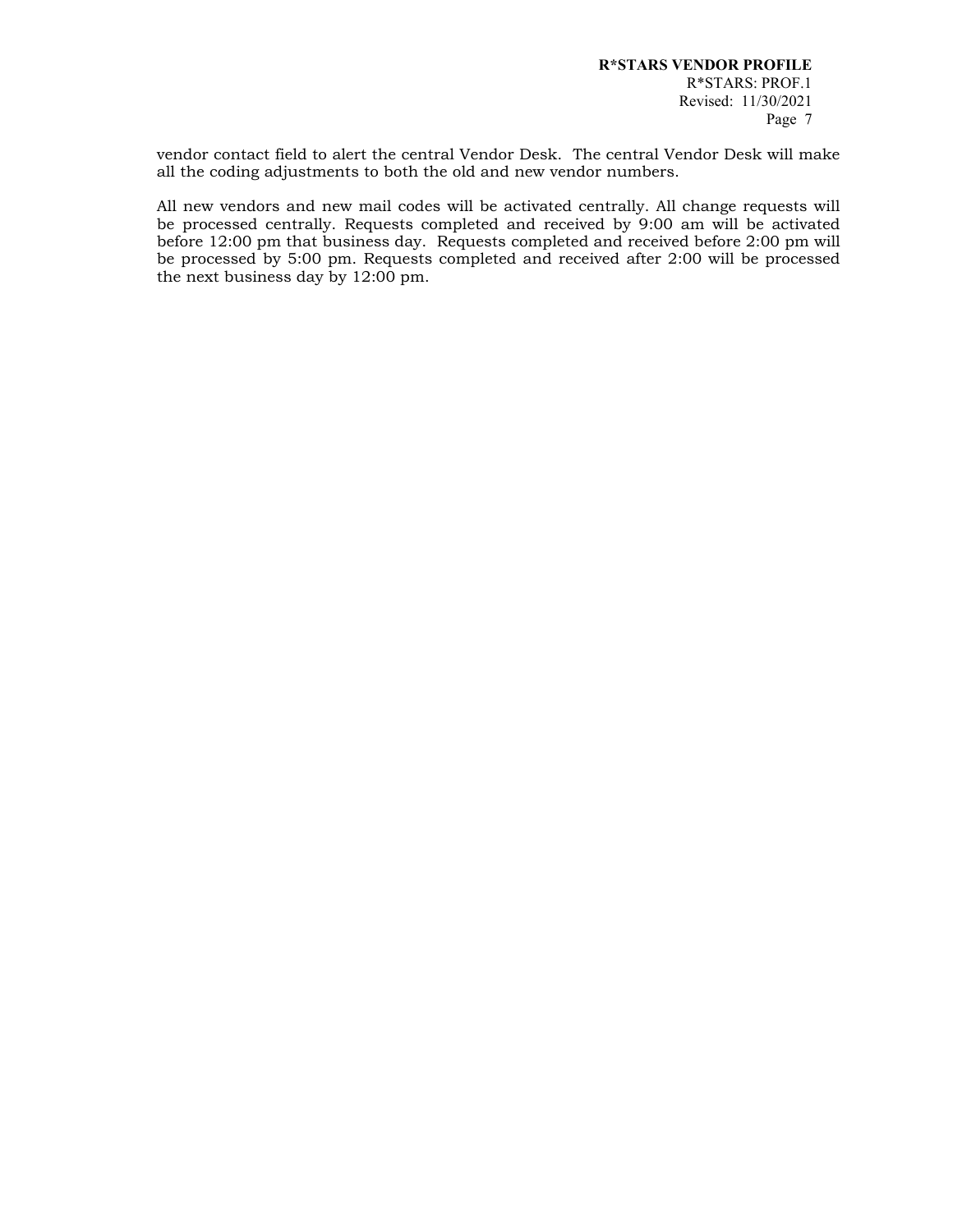vendor contact field to alert the central Vendor Desk. The central Vendor Desk will make all the coding adjustments to both the old and new vendor numbers.

All new vendors and new mail codes will be activated centrally. All change requests will be processed centrally. Requests completed and received by 9:00 am will be activated before 12:00 pm that business day. Requests completed and received before 2:00 pm will be processed by 5:00 pm. Requests completed and received after 2:00 will be processed the next business day by 12:00 pm.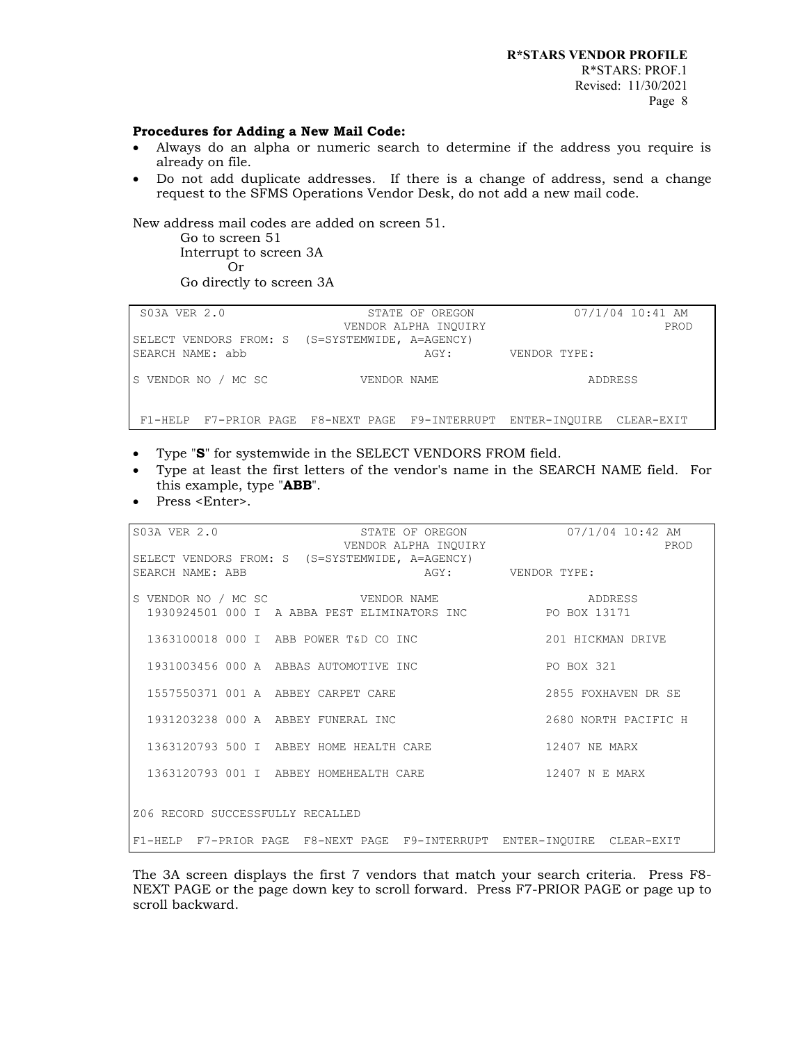**Procedures for Adding a New Mail Code:**

- Always do an alpha or numeric search to determine if the address you require is already on file.
- Do not add duplicate addresses. If there is a change of address, send a change request to the SFMS Operations Vendor Desk, do not add a new mail code.

New address mail codes are added on screen 51.

Go to screen 51
Interrupt to screen 3A
Or
Go directly to screen 3A

```
 S03A VER 2.0                   STATE OF OREGON               07/1/04 10:41 AM
                              VENDOR ALPHA INQUIRY                        PROD
SELECT VENDORS FROM: S  (S=SYSTEMWIDE, A=AGENCY)
SEARCH NAME: abb                           AGY:        VENDOR TYPE:

S VENDOR NO / MC SC            VENDOR NAME                      ADDRESS


 F1-HELP  F7-PRIOR PAGE  F8-NEXT PAGE  F9-INTERRUPT  ENTER-INQUIRE  CLEAR-EXIT
```

- Type "**S**" for systemwide in the SELECT VENDORS FROM field.
- Type at least the first letters of the vendor's name in the SEARCH NAME field. For this example, type "**ABB**".
- Press <Enter>.

```
S03A VER 2.0                   STATE OF OREGON               07/1/04 10:42 AM
                             VENDOR ALPHA INQUIRY                        PROD
SELECT VENDORS FROM: S  (S=SYSTEMWIDE, A=AGENCY)
SEARCH NAME: ABB                           AGY:        VENDOR TYPE:

S VENDOR NO / MC SC            VENDOR NAME                      ADDRESS
  1930924501 000 I  A ABBA PEST ELIMINATORS INC          PO BOX 13171

  1363100018 000 I  ABB POWER T&D CO INC                 201 HICKMAN DRIVE

  1931003456 000 A  ABBAS AUTOMOTIVE INC                 PO BOX 321

  1557550371 001 A  ABBEY CARPET CARE                    2855 FOXHAVEN DR SE

  1931203238 000 A  ABBEY FUNERAL INC                    2680 NORTH PACIFIC H

  1363120793 500 I  ABBEY HOME HEALTH CARE               12407 NE MARX

  1363120793 001 I  ABBEY HOMEHEALTH CARE                12407 N E MARX


Z06 RECORD SUCCESSFULLY RECALLED

F1-HELP  F7-PRIOR PAGE  F8-NEXT PAGE  F9-INTERRUPT  ENTER-INQUIRE  CLEAR-EXIT
```

The 3A screen displays the first 7 vendors that match your search criteria. Press F8-NEXT PAGE or the page down key to scroll forward. Press F7-PRIOR PAGE or page up to scroll backward.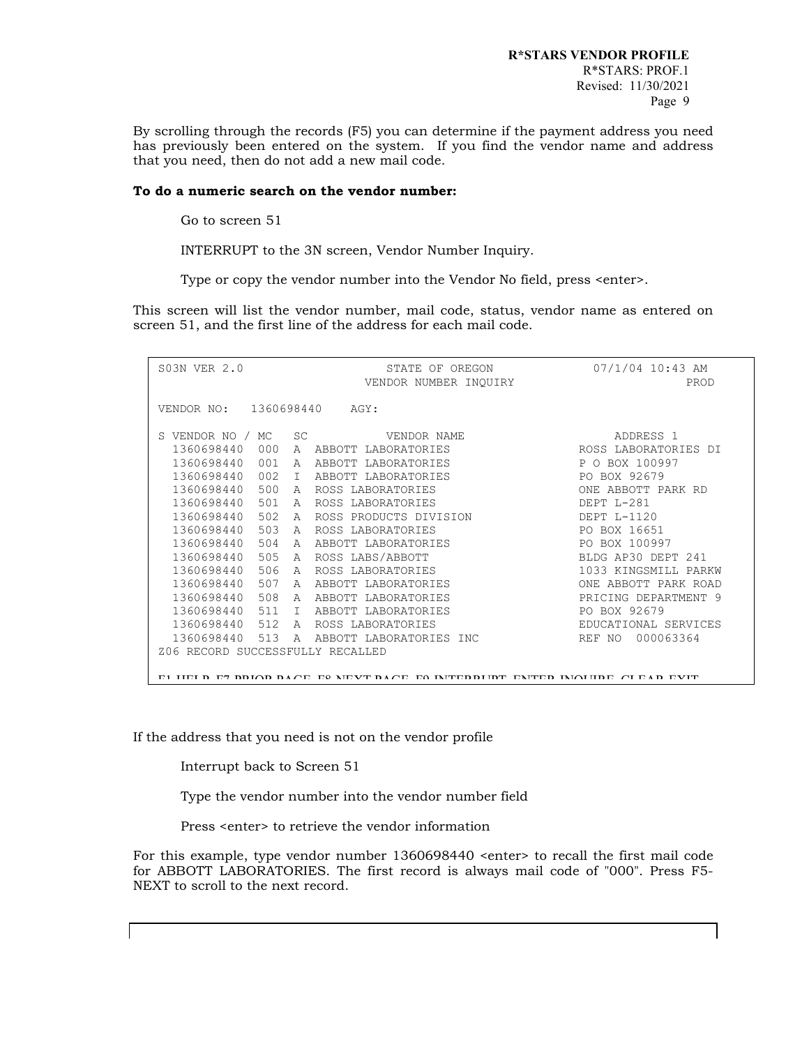By scrolling through the records (F5) you can determine if the payment address you need has previously been entered on the system. If you find the vendor name and address that you need, then do not add a new mail code.

**To do a numeric search on the vendor number:**

Go to screen 51

INTERRUPT to the 3N screen, Vendor Number Inquiry.

Type or copy the vendor number into the Vendor No field, press <enter>.

This screen will list the vendor number, mail code, status, vendor name as entered on screen 51, and the first line of the address for each mail code.

```
S03N VER 2.0                 STATE OF OREGON              07/1/04 10:43 AM
                          VENDOR NUMBER INQUIRY                       PROD

VENDOR NO:   1360698440    AGY:

S VENDOR NO / MC   SC          VENDOR NAME                   ADDRESS 1
  1360698440  000  A  ABBOTT LABORATORIES              ROSS LABORATORIES DI
  1360698440  001  A  ABBOTT LABORATORIES              P O BOX 100997
  1360698440  002  I  ABBOTT LABORATORIES              PO BOX 92679
  1360698440  500  A  ROSS LABORATORIES                ONE ABBOTT PARK RD
  1360698440  501  A  ROSS LABORATORIES                DEPT L-281
  1360698440  502  A  ROSS PRODUCTS DIVISION           DEPT L-1120
  1360698440  503  A  ROSS LABORATORIES                PO BOX 16651
  1360698440  504  A  ABBOTT LABORATORIES              PO BOX 100997
  1360698440  505  A  ROSS LABS/ABBOTT                 BLDG AP30 DEPT 241
  1360698440  506  A  ROSS LABORATORIES                1033 KINGSMILL PARKW
  1360698440  507  A  ABBOTT LABORATORIES              ONE ABBOTT PARK ROAD
  1360698440  508  A  ABBOTT LABORATORIES              PRICING DEPARTMENT 9
  1360698440  511  I  ABBOTT LABORATORIES              PO BOX 92679
  1360698440  512  A  ROSS LABORATORIES                EDUCATIONAL SERVICES
  1360698440  513  A  ABBOTT LABORATORIES INC          REF NO  000063364
Z06 RECORD SUCCESSFULLY RECALLED

F1 HELP F7 PRIOR PAGE F8 NEXT PAGE F9 INTERRUPT ENTER INQUIRE CLEAR EXIT
```

If the address that you need is not on the vendor profile

Interrupt back to Screen 51

Type the vendor number into the vendor number field

Press <enter> to retrieve the vendor information

For this example, type vendor number 1360698440 <enter> to recall the first mail code for ABBOTT LABORATORIES. The first record is always mail code of "000". Press F5-NEXT to scroll to the next record.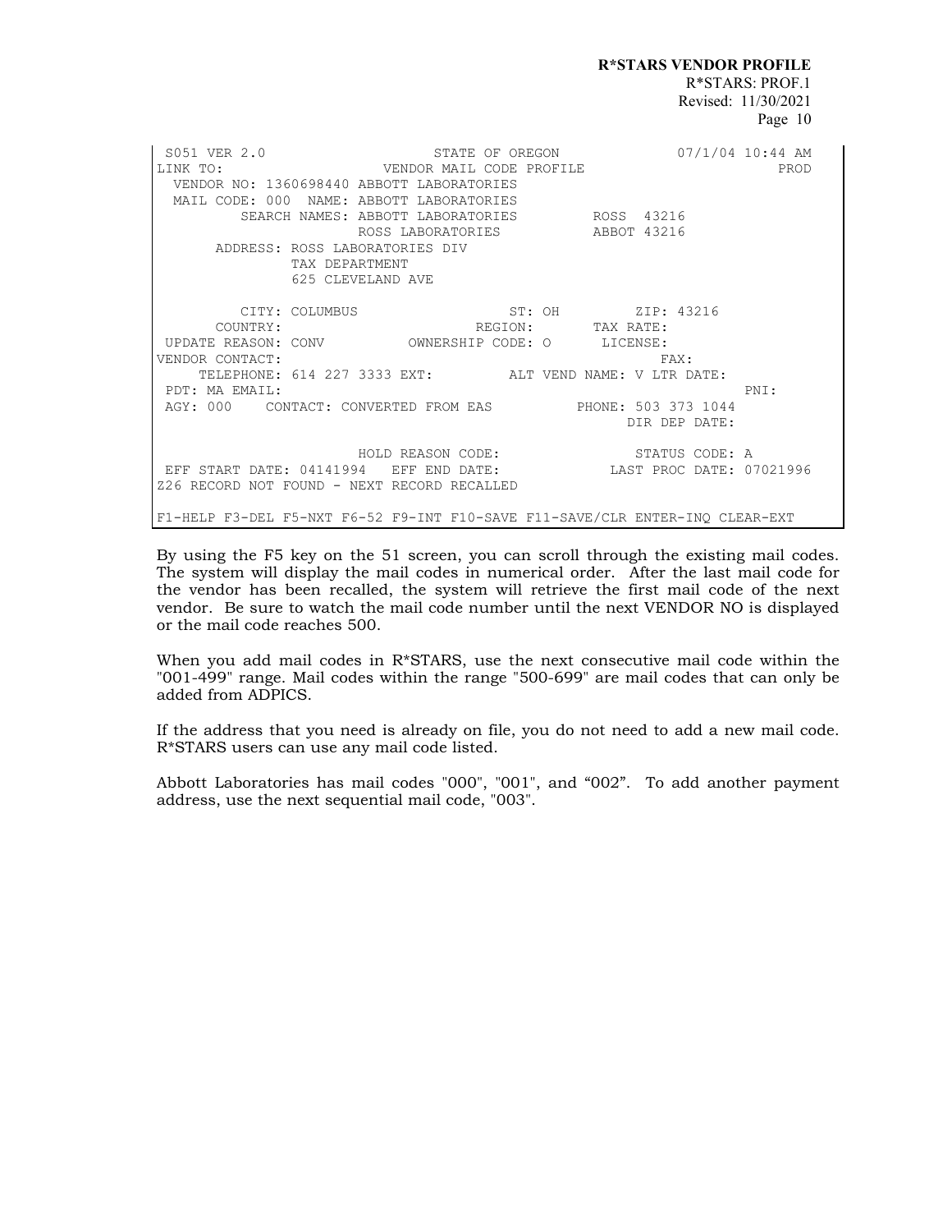```
 S051 VER 2.0                    STATE OF OREGON              07/1/04 10:44 AM
LINK TO:                    VENDOR MAIL CODE PROFILE                      PROD
  VENDOR NO: 1360698440 ABBOTT LABORATORIES
  MAIL CODE: 000  NAME: ABBOTT LABORATORIES
         SEARCH NAMES: ABBOTT LABORATORIES         ROSS  43216
                       ROSS LABORATORIES           ABBOT 43216
      ADDRESS: ROSS LABORATORIES DIV
               TAX DEPARTMENT
               625 CLEVELAND AVE

         CITY: COLUMBUS                  ST: OH         ZIP: 43216
      COUNTRY:                       REGION:        TAX RATE:
 UPDATE REASON: CONV          OWNERSHIP CODE: O      LICENSE:
VENDOR CONTACT:                                              FAX:
    TELEPHONE: 614 227 3333 EXT:          ALT VEND NAME: V LTR DATE:
 PDT: MA EMAIL:                                                         PNI:
 AGY: 000    CONTACT: CONVERTED FROM EAS          PHONE: 503 373 1044
                                                       DIR DEP DATE:

                       HOLD REASON CODE:               STATUS CODE: A
 EFF START DATE: 04141994   EFF END DATE:           LAST PROC DATE: 07021996
Z26 RECORD NOT FOUND - NEXT RECORD RECALLED

F1-HELP F3-DEL F5-NXT F6-52 F9-INT F10-SAVE F11-SAVE/CLR ENTER-INQ CLEAR-EXT
```

By using the F5 key on the 51 screen, you can scroll through the existing mail codes. The system will display the mail codes in numerical order. After the last mail code for the vendor has been recalled, the system will retrieve the first mail code of the next vendor. Be sure to watch the mail code number until the next VENDOR NO is displayed or the mail code reaches 500.

When you add mail codes in R*STARS, use the next consecutive mail code within the "001-499" range. Mail codes within the range "500-699" are mail codes that can only be added from ADPICS.

If the address that you need is already on file, you do not need to add a new mail code. R*STARS users can use any mail code listed.

Abbott Laboratories has mail codes "000", "001", and "002". To add another payment address, use the next sequential mail code, "003".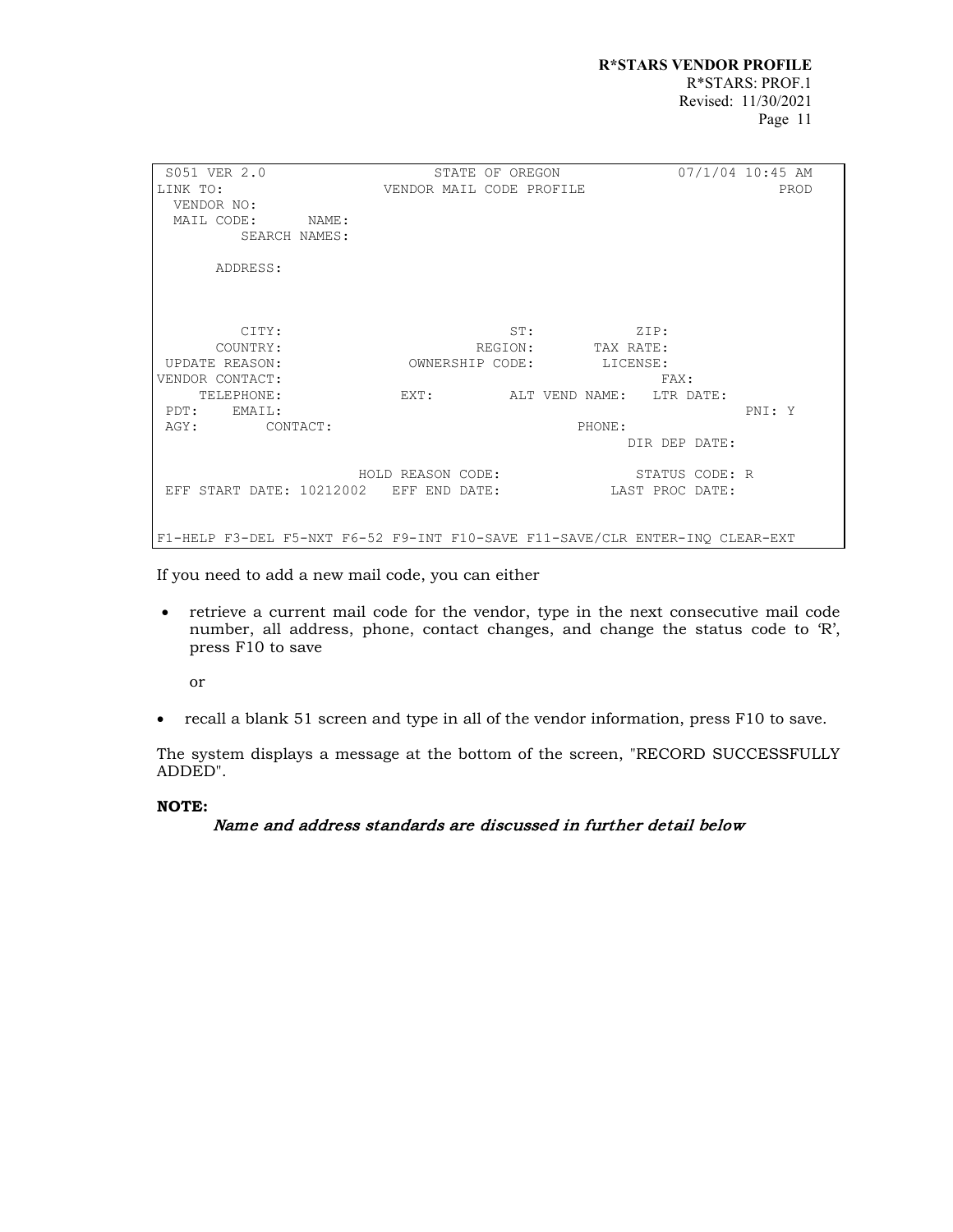```
 S051 VER 2.0                STATE OF OREGON            07/1/04 10:45 AM
LINK TO:                  VENDOR MAIL CODE PROFILE                  PROD
  VENDOR NO:
  MAIL CODE:      NAME:
          SEARCH NAMES:

      ADDRESS:



         CITY:                          ST:           ZIP:
      COUNTRY:                      REGION:       TAX RATE:
 UPDATE REASON:             OWNERSHIP CODE:        LICENSE:
VENDOR CONTACT:                                          FAX:
    TELEPHONE:              EXT:         ALT VEND NAME:   LTR DATE:
 PDT:   EMAIL:                                                    PNI: Y
 AGY:       CONTACT:                           PHONE:
                                                     DIR DEP DATE:

                          HOLD REASON CODE:            STATUS CODE: R
 EFF START DATE: 10212002   EFF END DATE:           LAST PROC DATE:


F1-HELP F3-DEL F5-NXT F6-52 F9-INT F10-SAVE F11-SAVE/CLR ENTER-INQ CLEAR-EXT
```

If you need to add a new mail code, you can either

- retrieve a current mail code for the vendor, type in the next consecutive mail code number, all address, phone, contact changes, and change the status code to 'R', press F10 to save

  or

- recall a blank 51 screen and type in all of the vendor information, press F10 to save.

The system displays a message at the bottom of the screen, "RECORD SUCCESSFULLY ADDED".

**NOTE:**

*Name and address standards are discussed in further detail below*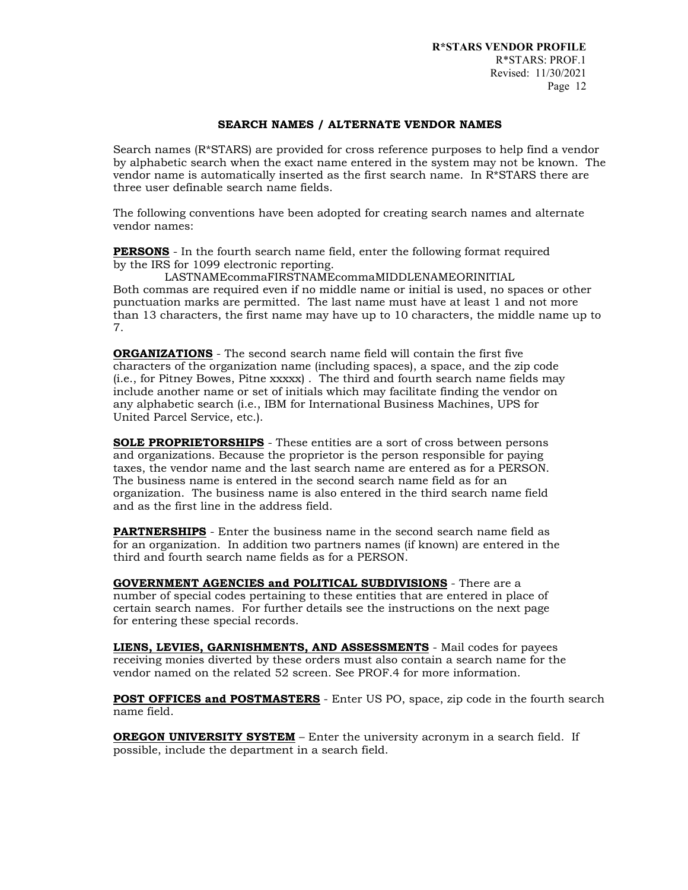## SEARCH NAMES / ALTERNATE VENDOR NAMES

Search names (R*STARS) are provided for cross reference purposes to help find a vendor by alphabetic search when the exact name entered in the system may not be known. The vendor name is automatically inserted as the first search name. In R*STARS there are three user definable search name fields.

The following conventions have been adopted for creating search names and alternate vendor names:

**PERSONS** - In the fourth search name field, enter the following format required by the IRS for 1099 electronic reporting.

LASTNAMEcommaFIRSTNAMEcommaMIDDLENAMEORINITIAL

Both commas are required even if no middle name or initial is used, no spaces or other punctuation marks are permitted. The last name must have at least 1 and not more than 13 characters, the first name may have up to 10 characters, the middle name up to 7.

**ORGANIZATIONS** - The second search name field will contain the first five characters of the organization name (including spaces), a space, and the zip code (i.e., for Pitney Bowes, Pitne xxxxx) . The third and fourth search name fields may include another name or set of initials which may facilitate finding the vendor on any alphabetic search (i.e., IBM for International Business Machines, UPS for United Parcel Service, etc.).

**SOLE PROPRIETORSHIPS** - These entities are a sort of cross between persons and organizations. Because the proprietor is the person responsible for paying taxes, the vendor name and the last search name are entered as for a PERSON. The business name is entered in the second search name field as for an organization. The business name is also entered in the third search name field and as the first line in the address field.

**PARTNERSHIPS** - Enter the business name in the second search name field as for an organization. In addition two partners names (if known) are entered in the third and fourth search name fields as for a PERSON.

**GOVERNMENT AGENCIES and POLITICAL SUBDIVISIONS** - There are a number of special codes pertaining to these entities that are entered in place of certain search names. For further details see the instructions on the next page for entering these special records.

**LIENS, LEVIES, GARNISHMENTS, AND ASSESSMENTS** - Mail codes for payees receiving monies diverted by these orders must also contain a search name for the vendor named on the related 52 screen. See PROF.4 for more information.

**POST OFFICES and POSTMASTERS** - Enter US PO, space, zip code in the fourth search name field.

**OREGON UNIVERSITY SYSTEM** – Enter the university acronym in a search field. If possible, include the department in a search field.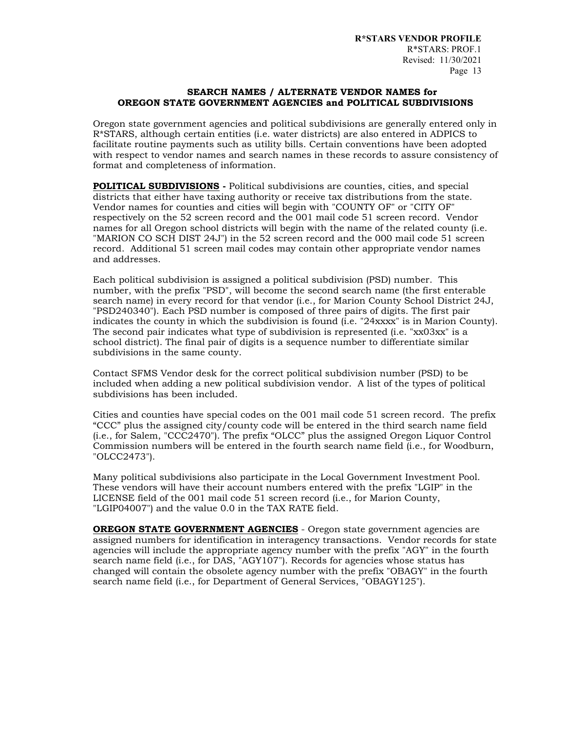## SEARCH NAMES / ALTERNATE VENDOR NAMES for OREGON STATE GOVERNMENT AGENCIES and POLITICAL SUBDIVISIONS

Oregon state government agencies and political subdivisions are generally entered only in R*STARS, although certain entities (i.e. water districts) are also entered in ADPICS to facilitate routine payments such as utility bills. Certain conventions have been adopted with respect to vendor names and search names in these records to assure consistency of format and completeness of information.

**POLITICAL SUBDIVISIONS -** Political subdivisions are counties, cities, and special districts that either have taxing authority or receive tax distributions from the state. Vendor names for counties and cities will begin with "COUNTY OF" or "CITY OF" respectively on the 52 screen record and the 001 mail code 51 screen record. Vendor names for all Oregon school districts will begin with the name of the related county (i.e. "MARION CO SCH DIST 24J") in the 52 screen record and the 000 mail code 51 screen record. Additional 51 screen mail codes may contain other appropriate vendor names and addresses.

Each political subdivision is assigned a political subdivision (PSD) number. This number, with the prefix "PSD", will become the second search name (the first enterable search name) in every record for that vendor (i.e., for Marion County School District 24J, "PSD240340"). Each PSD number is composed of three pairs of digits. The first pair indicates the county in which the subdivision is found (i.e. "24xxxx" is in Marion County). The second pair indicates what type of subdivision is represented (i.e. "xx03xx" is a school district). The final pair of digits is a sequence number to differentiate similar subdivisions in the same county.

Contact SFMS Vendor desk for the correct political subdivision number (PSD) to be included when adding a new political subdivision vendor. A list of the types of political subdivisions has been included.

Cities and counties have special codes on the 001 mail code 51 screen record. The prefix "CCC" plus the assigned city/county code will be entered in the third search name field (i.e., for Salem, "CCC2470"). The prefix "OLCC" plus the assigned Oregon Liquor Control Commission numbers will be entered in the fourth search name field (i.e., for Woodburn, "OLCC2473").

Many political subdivisions also participate in the Local Government Investment Pool. These vendors will have their account numbers entered with the prefix "LGIP" in the LICENSE field of the 001 mail code 51 screen record (i.e., for Marion County, "LGIP04007") and the value 0.0 in the TAX RATE field.

**OREGON STATE GOVERNMENT AGENCIES** - Oregon state government agencies are assigned numbers for identification in interagency transactions. Vendor records for state agencies will include the appropriate agency number with the prefix "AGY" in the fourth search name field (i.e., for DAS, "AGY107"). Records for agencies whose status has changed will contain the obsolete agency number with the prefix "OBAGY" in the fourth search name field (i.e., for Department of General Services, "OBAGY125").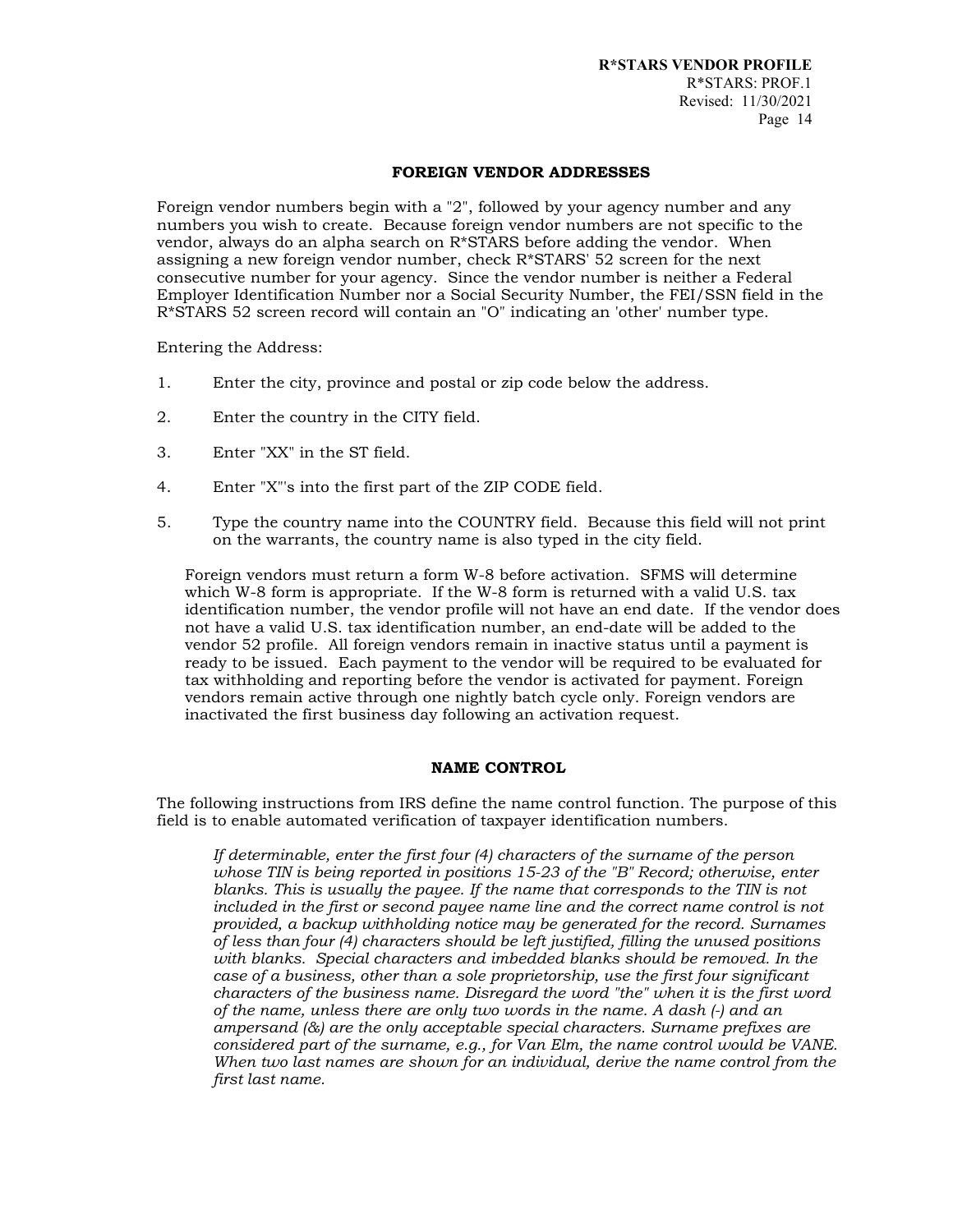## FOREIGN VENDOR ADDRESSES

Foreign vendor numbers begin with a "2", followed by your agency number and any numbers you wish to create. Because foreign vendor numbers are not specific to the vendor, always do an alpha search on R*STARS before adding the vendor. When assigning a new foreign vendor number, check R*STARS' 52 screen for the next consecutive number for your agency. Since the vendor number is neither a Federal Employer Identification Number nor a Social Security Number, the FEI/SSN field in the R*STARS 52 screen record will contain an "O" indicating an 'other' number type.

Entering the Address:

1. Enter the city, province and postal or zip code below the address.
2. Enter the country in the CITY field.
3. Enter "XX" in the ST field.
4. Enter "X"'s into the first part of the ZIP CODE field.
5. Type the country name into the COUNTRY field. Because this field will not print on the warrants, the country name is also typed in the city field.

Foreign vendors must return a form W-8 before activation. SFMS will determine which W-8 form is appropriate. If the W-8 form is returned with a valid U.S. tax identification number, the vendor profile will not have an end date. If the vendor does not have a valid U.S. tax identification number, an end-date will be added to the vendor 52 profile. All foreign vendors remain in inactive status until a payment is ready to be issued. Each payment to the vendor will be required to be evaluated for tax withholding and reporting before the vendor is activated for payment. Foreign vendors remain active through one nightly batch cycle only. Foreign vendors are inactivated the first business day following an activation request.

## NAME CONTROL

The following instructions from IRS define the name control function. The purpose of this field is to enable automated verification of taxpayer identification numbers.

> *If determinable, enter the first four (4) characters of the surname of the person whose TIN is being reported in positions 15-23 of the "B" Record; otherwise, enter blanks. This is usually the payee. If the name that corresponds to the TIN is not included in the first or second payee name line and the correct name control is not provided, a backup withholding notice may be generated for the record. Surnames of less than four (4) characters should be left justified, filling the unused positions with blanks. Special characters and imbedded blanks should be removed. In the case of a business, other than a sole proprietorship, use the first four significant characters of the business name. Disregard the word "the" when it is the first word of the name, unless there are only two words in the name. A dash (-) and an ampersand (&) are the only acceptable special characters. Surname prefixes are considered part of the surname, e.g., for Van Elm, the name control would be VANE. When two last names are shown for an individual, derive the name control from the first last name.*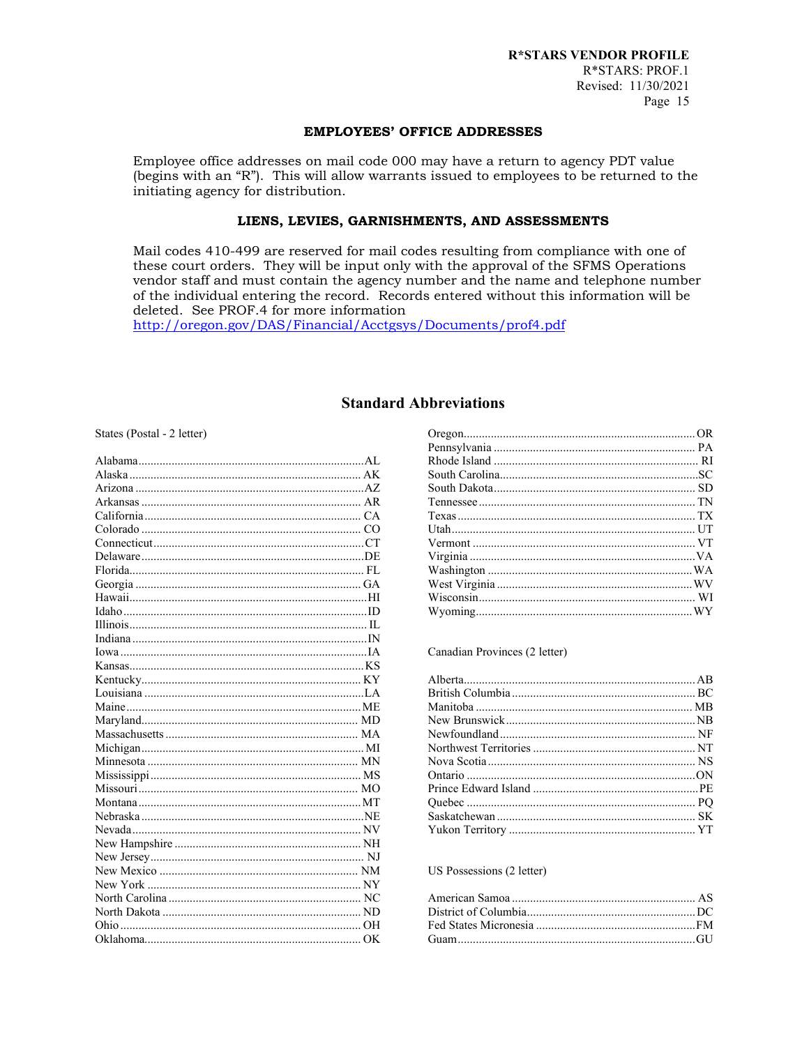### EMPLOYEES' OFFICE ADDRESSES

Employee office addresses on mail code 000 may have a return to agency PDT value (begins with an "R"). This will allow warrants issued to employees to be returned to the initiating agency for distribution.

### LIENS, LEVIES, GARNISHMENTS, AND ASSESSMENTS

Mail codes 410-499 are reserved for mail codes resulting from compliance with one of these court orders. They will be input only with the approval of the SFMS Operations vendor staff and must contain the agency number and the name and telephone number of the individual entering the record. Records entered without this information will be deleted. See PROF.4 for more information http://oregon.gov/DAS/Financial/Acctgsys/Documents/prof4.pdf

## Standard Abbreviations

States (Postal - 2 letter)

| State | Abbreviation |
|---|---|
| Alabama | AL |
| Alaska | AK |
| Arizona | AZ |
| Arkansas | AR |
| California | CA |
| Colorado | CO |
| Connecticut | CT |
| Delaware | DE |
| Florida | FL |
| Georgia | GA |
| Hawaii | HI |
| Idaho | ID |
| Illinois | IL |
| Indiana | IN |
| Iowa | IA |
| Kansas | KS |
| Kentucky | KY |
| Louisiana | LA |
| Maine | ME |
| Maryland | MD |
| Massachusetts | MA |
| Michigan | MI |
| Minnesota | MN |
| Mississippi | MS |
| Missouri | MO |
| Montana | MT |
| Nebraska | NE |
| Nevada | NV |
| New Hampshire | NH |
| New Jersey | NJ |
| New Mexico | NM |
| New York | NY |
| North Carolina | NC |
| North Dakota | ND |
| Ohio | OH |
| Oklahoma | OK |
| Oregon | OR |
| Pennsylvania | PA |
| Rhode Island | RI |
| South Carolina | SC |
| South Dakota | SD |
| Tennessee | TN |
| Texas | TX |
| Utah | UT |
| Vermont | VT |
| Virginia | VA |
| Washington | WA |
| West Virginia | WV |
| Wisconsin | WI |
| Wyoming | WY |

Canadian Provinces (2 letter)

| Province | Abbreviation |
|---|---|
| Alberta | AB |
| British Columbia | BC |
| Manitoba | MB |
| New Brunswick | NB |
| Newfoundland | NF |
| Northwest Territories | NT |
| Nova Scotia | NS |
| Ontario | ON |
| Prince Edward Island | PE |
| Quebec | PQ |
| Saskatchewan | SK |
| Yukon Territory | YT |

US Possessions (2 letter)

| Possession | Abbreviation |
|---|---|
| American Samoa | AS |
| District of Columbia | DC |
| Fed States Micronesia | FM |
| Guam | GU |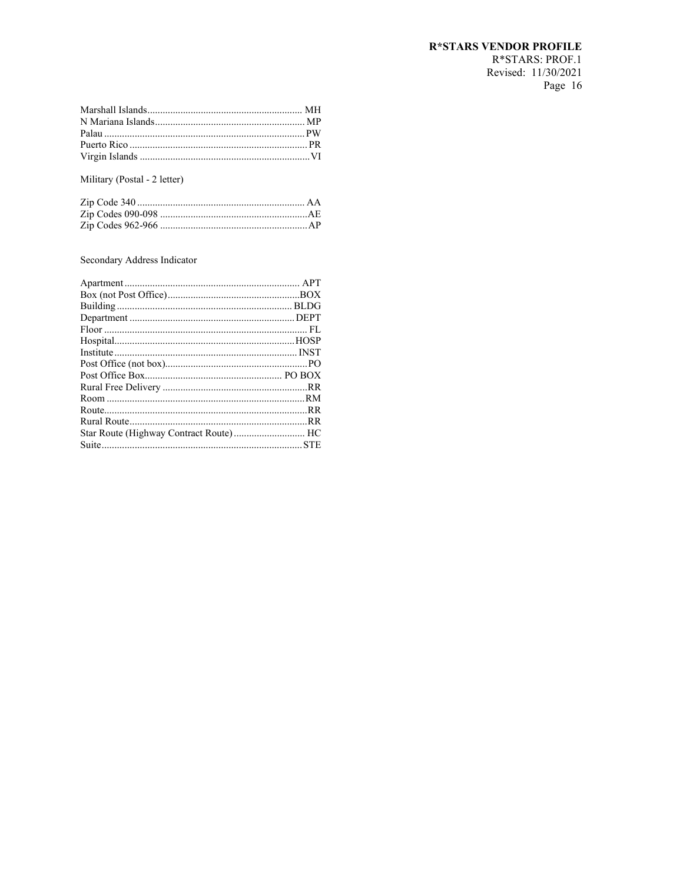| | |
|---|---|
| Marshall Islands | MH |
| N Mariana Islands | MP |
| Palau | PW |
| Puerto Rico | PR |
| Virgin Islands | VI |

Military (Postal - 2 letter)

| | |
|---|---|
| Zip Code 340 | AA |
| Zip Codes 090-098 | AE |
| Zip Codes 962-966 | AP |

Secondary Address Indicator

| | |
|---|---|
| Apartment | APT |
| Box (not Post Office) | BOX |
| Building | BLDG |
| Department | DEPT |
| Floor | FL |
| Hospital | HOSP |
| Institute | INST |
| Post Office (not box) | PO |
| Post Office Box | PO BOX |
| Rural Free Delivery | RR |
| Room | RM |
| Route | RR |
| Rural Route | RR |
| Star Route (Highway Contract Route) | HC |
| Suite | STE |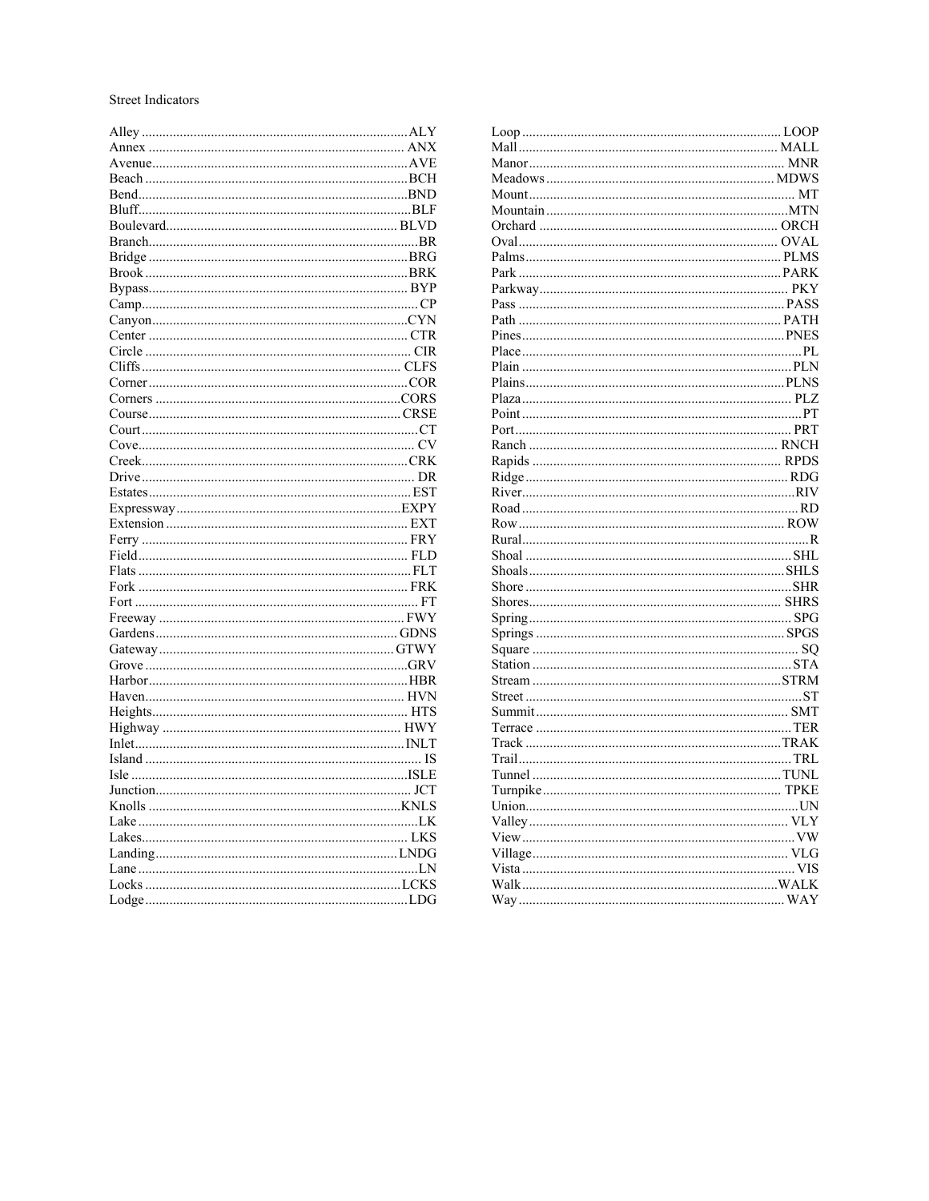Street Indicators

| Street Indicator | Abbreviation |
|---|---|
| Alley | ALY |
| Annex | ANX |
| Avenue | AVE |
| Beach | BCH |
| Bend | BND |
| Bluff | BLF |
| Boulevard | BLVD |
| Branch | BR |
| Bridge | BRG |
| Brook | BRK |
| Bypass | BYP |
| Camp | CP |
| Canyon | CYN |
| Center | CTR |
| Circle | CIR |
| Cliffs | CLFS |
| Corner | COR |
| Corners | CORS |
| Course | CRSE |
| Court | CT |
| Cove | CV |
| Creek | CRK |
| Drive | DR |
| Estates | EST |
| Expressway | EXPY |
| Extension | EXT |
| Ferry | FRY |
| Field | FLD |
| Flats | FLT |
| Fork | FRK |
| Fort | FT |
| Freeway | FWY |
| Gardens | GDNS |
| Gateway | GTWY |
| Grove | GRV |
| Harbor | HBR |
| Haven | HVN |
| Heights | HTS |
| Highway | HWY |
| Inlet | INLT |
| Island | IS |
| Isle | ISLE |
| Junction | JCT |
| Knolls | KNLS |
| Lake | LK |
| Lakes | LKS |
| Landing | LNDG |
| Lane | LN |
| Locks | LCKS |
| Lodge | LDG |
| Loop | LOOP |
| Mall | MALL |
| Manor | MNR |
| Meadows | MDWS |
| Mount | MT |
| Mountain | MTN |
| Orchard | ORCH |
| Oval | OVAL |
| Palms | PLMS |
| Park | PARK |
| Parkway | PKY |
| Pass | PASS |
| Path | PATH |
| Pines | PNES |
| Place | PL |
| Plain | PLN |
| Plains | PLNS |
| Plaza | PLZ |
| Point | PT |
| Port | PRT |
| Ranch | RNCH |
| Rapids | RPDS |
| Ridge | RDG |
| River | RIV |
| Road | RD |
| Row | ROW |
| Rural | R |
| Shoal | SHL |
| Shoals | SHLS |
| Shore | SHR |
| Shores | SHRS |
| Spring | SPG |
| Springs | SPGS |
| Square | SQ |
| Station | STA |
| Stream | STRM |
| Street | ST |
| Summit | SMT |
| Terrace | TER |
| Track | TRAK |
| Trail | TRL |
| Tunnel | TUNL |
| Turnpike | TPKE |
| Union | UN |
| Valley | VLY |
| View | VW |
| Village | VLG |
| Vista | VIS |
| Walk | WALK |
| Way | WAY |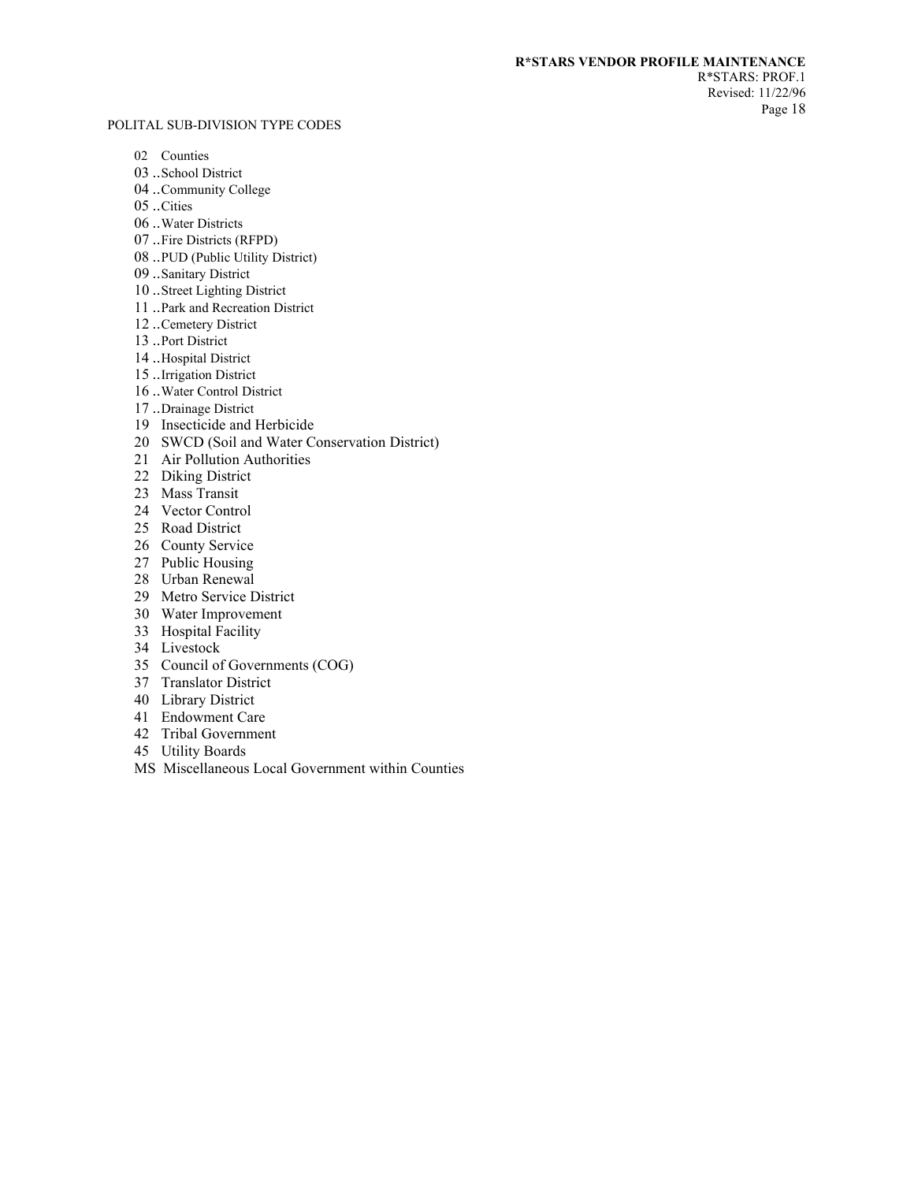POLITAL SUB-DIVISION TYPE CODES

02 Counties
03 ..School District
04 ..Community College
05 ..Cities
06 ..Water Districts
07 ..Fire Districts (RFPD)
08 ..PUD (Public Utility District)
09 ..Sanitary District
10 ..Street Lighting District
11 ..Park and Recreation District
12 ..Cemetery District
13 ..Port District
14 ..Hospital District
15 ..Irrigation District
16 ..Water Control District
17 ..Drainage District
19 Insecticide and Herbicide
20 SWCD (Soil and Water Conservation District)
21 Air Pollution Authorities
22 Diking District
23 Mass Transit
24 Vector Control
25 Road District
26 County Service
27 Public Housing
28 Urban Renewal
29 Metro Service District
30 Water Improvement
33 Hospital Facility
34 Livestock
35 Council of Governments (COG)
37 Translator District
40 Library District
41 Endowment Care
42 Tribal Government
45 Utility Boards
MS Miscellaneous Local Government within Counties